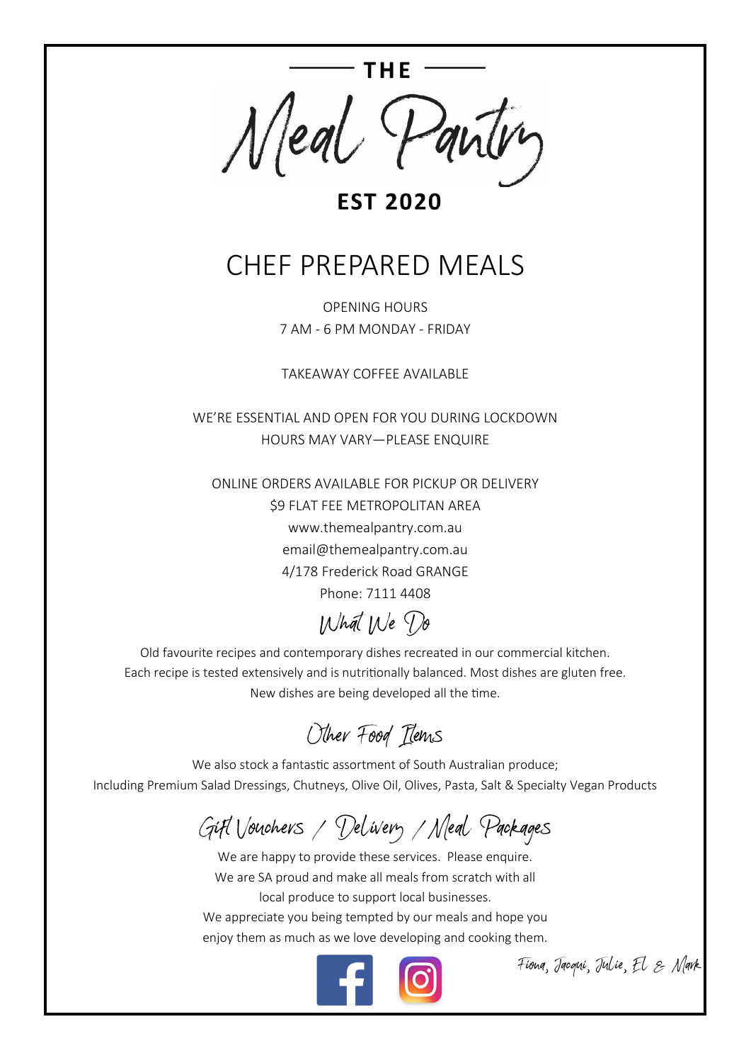# THE Meal Pantry

**EST 2020**

## CHEF PREPARED MEALS

OPENING HOURS
7 AM - 6 PM MONDAY - FRIDAY

TAKEAWAY COFFEE AVAILABLE

WE'RE ESSENTIAL AND OPEN FOR YOU DURING LOCKDOWN
HOURS MAY VARY—PLEASE ENQUIRE

ONLINE ORDERS AVAILABLE FOR PICKUP OR DELIVERY
$9 FLAT FEE METROPOLITAN AREA
www.themealpantry.com.au
email@themealpantry.com.au
4/178 Frederick Road GRANGE
Phone: 7111 4408

### What We Do

Old favourite recipes and contemporary dishes recreated in our commercial kitchen.
Each recipe is tested extensively and is nutritionally balanced. Most dishes are gluten free.
New dishes are being developed all the time.

### Other Food Items

We also stock a fantastic assortment of South Australian produce;
Including Premium Salad Dressings, Chutneys, Olive Oil, Olives, Pasta, Salt & Specialty Vegan Products

### Gift Vouchers / Delivery / Meal Packages

We are happy to provide these services. Please enquire.
We are SA proud and make all meals from scratch with all
local produce to support local businesses.
We appreciate you being tempted by our meals and hope you
enjoy them as much as we love developing and cooking them.

Fiona, Jacqui, Julie, El & Mark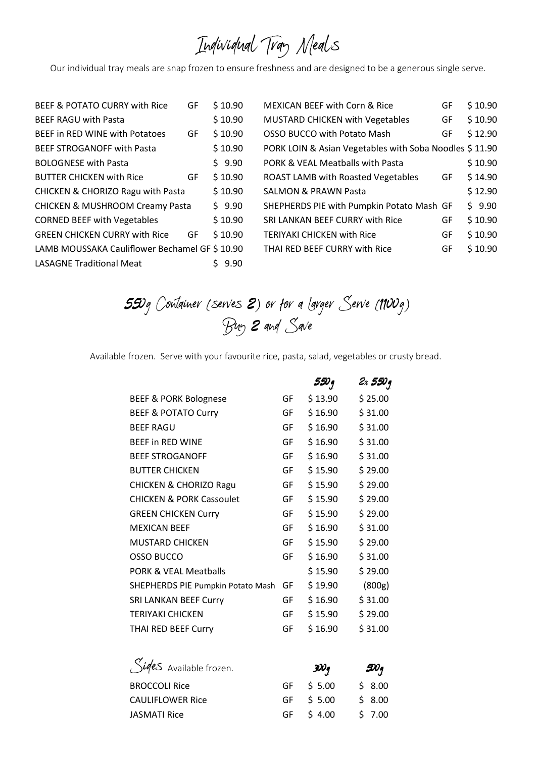# Individual Tray Meals

Our individual tray meals are snap frozen to ensure freshness and are designed to be a generous single serve.

| Item | | Price |
|---|---|---|
| BEEF & POTATO CURRY with Rice | GF | $ 10.90 |
| BEEF RAGU with Pasta | | $ 10.90 |
| BEEF in RED WINE with Potatoes | GF | $ 10.90 |
| BEEF STROGANOFF with Pasta | | $ 10.90 |
| BOLOGNESE with Pasta | | $ 9.90 |
| BUTTER CHICKEN with Rice | GF | $ 10.90 |
| CHICKEN & CHORIZO Ragu with Pasta | | $ 10.90 |
| CHICKEN & MUSHROOM Creamy Pasta | | $ 9.90 |
| CORNED BEEF with Vegetables | | $ 10.90 |
| GREEN CHICKEN CURRY with Rice | GF | $ 10.90 |
| LAMB MOUSSAKA Cauliflower Bechamel | GF | $ 10.90 |
| LASAGNE Traditional Meat | | $ 9.90 |
| MEXICAN BEEF with Corn & Rice | GF | $ 10.90 |
| MUSTARD CHICKEN with Vegetables | GF | $ 10.90 |
| OSSO BUCCO with Potato Mash | GF | $ 12.90 |
| PORK LOIN & Asian Vegetables with Soba Noodles | | $ 11.90 |
| PORK & VEAL Meatballs with Pasta | | $ 10.90 |
| ROAST LAMB with Roasted Vegetables | GF | $ 14.90 |
| SALMON & PRAWN Pasta | | $ 12.90 |
| SHEPHERDS PIE with Pumpkin Potato Mash | GF | $ 9.90 |
| SRI LANKAN BEEF CURRY with Rice | GF | $ 10.90 |
| TERIYAKI CHICKEN with Rice | GF | $ 10.90 |
| THAI RED BEEF CURRY with Rice | GF | $ 10.90 |

# 550g Container (serves 2) or for a larger Serve (1100g) Buy 2 and Save

Available frozen. Serve with your favourite rice, pasta, salad, vegetables or crusty bread.

| | | 550g | 2x 550g |
|---|---|---|---|
| BEEF & PORK Bolognese | GF | $ 13.90 | $ 25.00 |
| BEEF & POTATO Curry | GF | $ 16.90 | $ 31.00 |
| BEEF RAGU | GF | $ 16.90 | $ 31.00 |
| BEEF in RED WINE | GF | $ 16.90 | $ 31.00 |
| BEEF STROGANOFF | GF | $ 16.90 | $ 31.00 |
| BUTTER CHICKEN | GF | $ 15.90 | $ 29.00 |
| CHICKEN & CHORIZO Ragu | GF | $ 15.90 | $ 29.00 |
| CHICKEN & PORK Cassoulet | GF | $ 15.90 | $ 29.00 |
| GREEN CHICKEN Curry | GF | $ 15.90 | $ 29.00 |
| MEXICAN BEEF | GF | $ 16.90 | $ 31.00 |
| MUSTARD CHICKEN | GF | $ 15.90 | $ 29.00 |
| OSSO BUCCO | GF | $ 16.90 | $ 31.00 |
| PORK & VEAL Meatballs | | $ 15.90 | $ 29.00 |
| SHEPHERDS PIE Pumpkin Potato Mash | GF | $ 19.90 | (800g) |
| SRI LANKAN BEEF Curry | GF | $ 16.90 | $ 31.00 |
| TERIYAKI CHICKEN | GF | $ 15.90 | $ 29.00 |
| THAI RED BEEF Curry | GF | $ 16.90 | $ 31.00 |

## Sides Available frozen.

| | | 300g | 500g |
|---|---|---|---|
| BROCCOLI Rice | GF | $ 5.00 | $ 8.00 |
| CAULIFLOWER Rice | GF | $ 5.00 | $ 8.00 |
| JASMATI Rice | GF | $ 4.00 | $ 7.00 |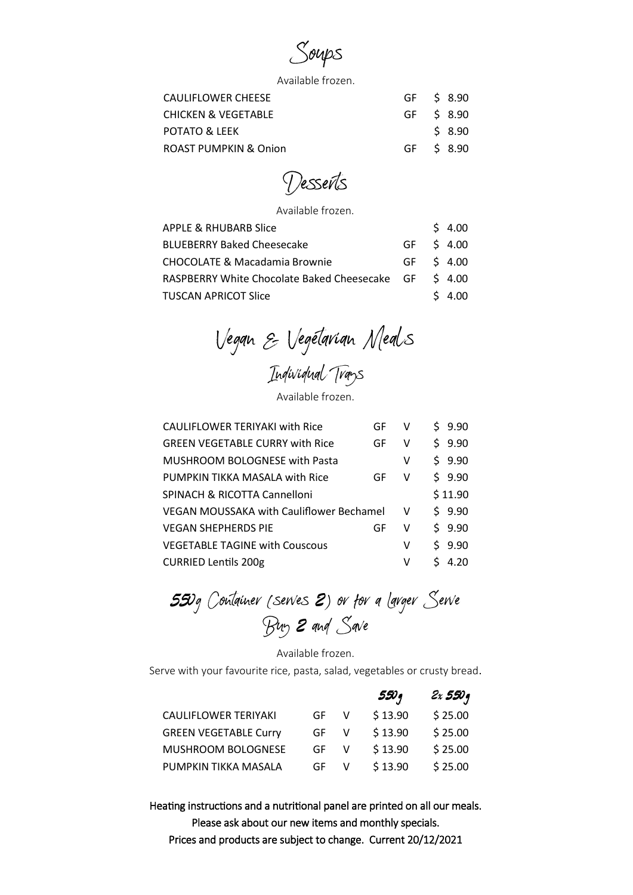# Soups

Available frozen.

| | | |
|---|---|---|
| CAULIFLOWER CHEESE | GF | $ 8.90 |
| CHICKEN & VEGETABLE | GF | $ 8.90 |
| POTATO & LEEK | | $ 8.90 |
| ROAST PUMPKIN & Onion | GF | $ 8.90 |

# Desserts

Available frozen.

| | | |
|---|---|---|
| APPLE & RHUBARB Slice | | $ 4.00 |
| BLUEBERRY Baked Cheesecake | GF | $ 4.00 |
| CHOCOLATE & Macadamia Brownie | GF | $ 4.00 |
| RASPBERRY White Chocolate Baked Cheesecake | GF | $ 4.00 |
| TUSCAN APRICOT Slice | | $ 4.00 |

# Vegan & Vegetarian Meals

## Individual Trays

Available frozen.

| | | | |
|---|---|---|---|
| CAULIFLOWER TERIYAKI with Rice | GF | V | $ 9.90 |
| GREEN VEGETABLE CURRY with Rice | GF | V | $ 9.90 |
| MUSHROOM BOLOGNESE with Pasta | | V | $ 9.90 |
| PUMPKIN TIKKA MASALA with Rice | GF | V | $ 9.90 |
| SPINACH & RICOTTA Cannelloni | | | $ 11.90 |
| VEGAN MOUSSAKA with Cauliflower Bechamel | | V | $ 9.90 |
| VEGAN SHEPHERDS PIE | GF | V | $ 9.90 |
| VEGETABLE TAGINE with Couscous | | V | $ 9.90 |
| CURRIED Lentils 200g | | V | $ 4.20 |

# 550g Container (serves 2) or for a larger Serve

## Buy 2 and Save

Available frozen.

Serve with your favourite rice, pasta, salad, vegetables or crusty bread.

| | | | 550g | 2x 550g |
|---|---|---|---|---|
| CAULIFLOWER TERIYAKI | GF | V | $ 13.90 | $ 25.00 |
| GREEN VEGETABLE Curry | GF | V | $ 13.90 | $ 25.00 |
| MUSHROOM BOLOGNESE | GF | V | $ 13.90 | $ 25.00 |
| PUMPKIN TIKKA MASALA | GF | V | $ 13.90 | $ 25.00 |

Heating instructions and a nutritional panel are printed on all our meals.

Please ask about our new items and monthly specials.

Prices and products are subject to change. Current 20/12/2021